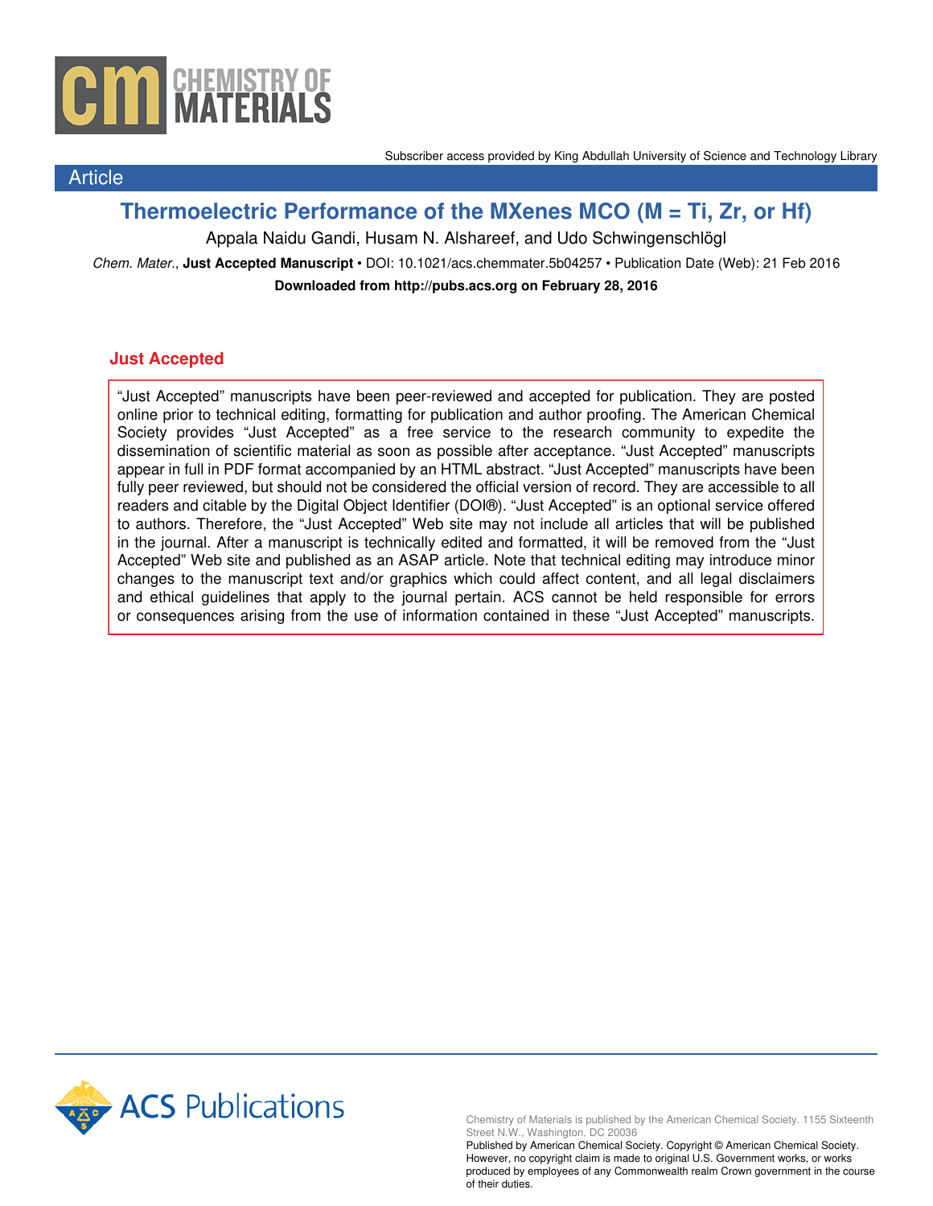Subscriber access provided by King Abdullah University of Science and Technology Library

Article

# Thermoelectric Performance of the MXenes MCO (M = Ti, Zr, or Hf)

Appala Naidu Gandi, Husam N. Alshareef, and Udo Schwingenschlögl

*Chem. Mater.*, **Just Accepted Manuscript** • DOI: 10.1021/acs.chemmater.5b04257 • Publication Date (Web): 21 Feb 2016

**Downloaded from http://pubs.acs.org on February 28, 2016**

## Just Accepted

"Just Accepted" manuscripts have been peer-reviewed and accepted for publication. They are posted online prior to technical editing, formatting for publication and author proofing. The American Chemical Society provides "Just Accepted" as a free service to the research community to expedite the dissemination of scientific material as soon as possible after acceptance. "Just Accepted" manuscripts appear in full in PDF format accompanied by an HTML abstract. "Just Accepted" manuscripts have been fully peer reviewed, but should not be considered the official version of record. They are accessible to all readers and citable by the Digital Object Identifier (DOI®). "Just Accepted" is an optional service offered to authors. Therefore, the "Just Accepted" Web site may not include all articles that will be published in the journal. After a manuscript is technically edited and formatted, it will be removed from the "Just Accepted" Web site and published as an ASAP article. Note that technical editing may introduce minor changes to the manuscript text and/or graphics which could affect content, and all legal disclaimers and ethical guidelines that apply to the journal pertain. ACS cannot be held responsible for errors or consequences arising from the use of information contained in these "Just Accepted" manuscripts.

Chemistry of Materials is published by the American Chemical Society. 1155 Sixteenth Street N.W., Washington, DC 20036
Published by American Chemical Society. Copyright © American Chemical Society. However, no copyright claim is made to original U.S. Government works, or works produced by employees of any Commonwealth realm Crown government in the course of their duties.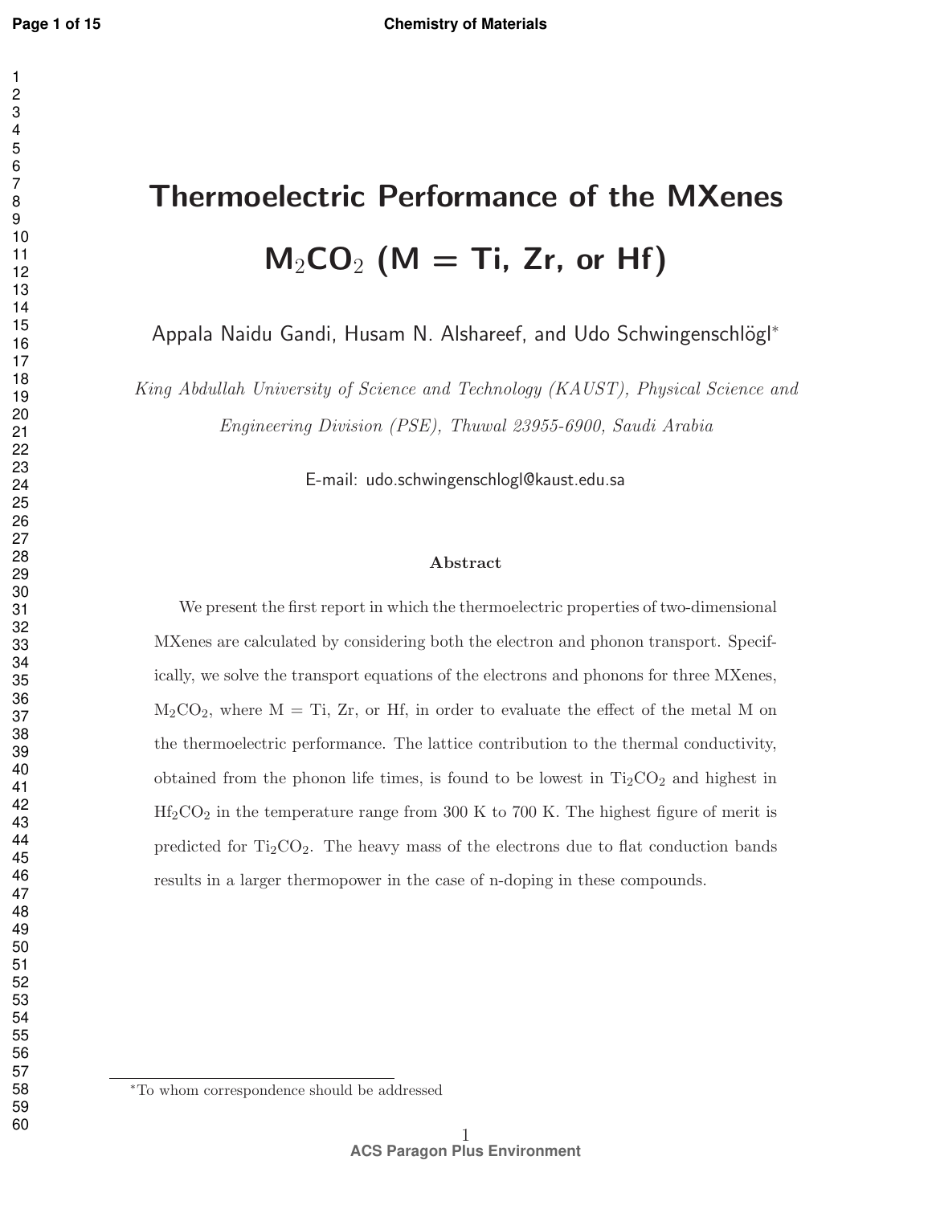# Thermoelectric Performance of the MXenes $M_2CO_2$ (M = Ti, Zr, or Hf)

Appala Naidu Gandi, Husam N. Alshareef, and Udo Schwingenschlögl*

*King Abdullah University of Science and Technology (KAUST), Physical Science and Engineering Division (PSE), Thuwal 23955-6900, Saudi Arabia*

E-mail: udo.schwingenschlogl@kaust.edu.sa

### Abstract

We present the first report in which the thermoelectric properties of two-dimensional MXenes are calculated by considering both the electron and phonon transport. Specifically, we solve the transport equations of the electrons and phonons for three MXenes, $M_2CO_2$, where M = Ti, Zr, or Hf, in order to evaluate the effect of the metal M on the thermoelectric performance. The lattice contribution to the thermal conductivity, obtained from the phonon life times, is found to be lowest in $Ti_2CO_2$ and highest in $Hf_2CO_2$ in the temperature range from 300 K to 700 K. The highest figure of merit is predicted for $Ti_2CO_2$. The heavy mass of the electrons due to flat conduction bands results in a larger thermopower in the case of n-doping in these compounds.

*To whom correspondence should be addressed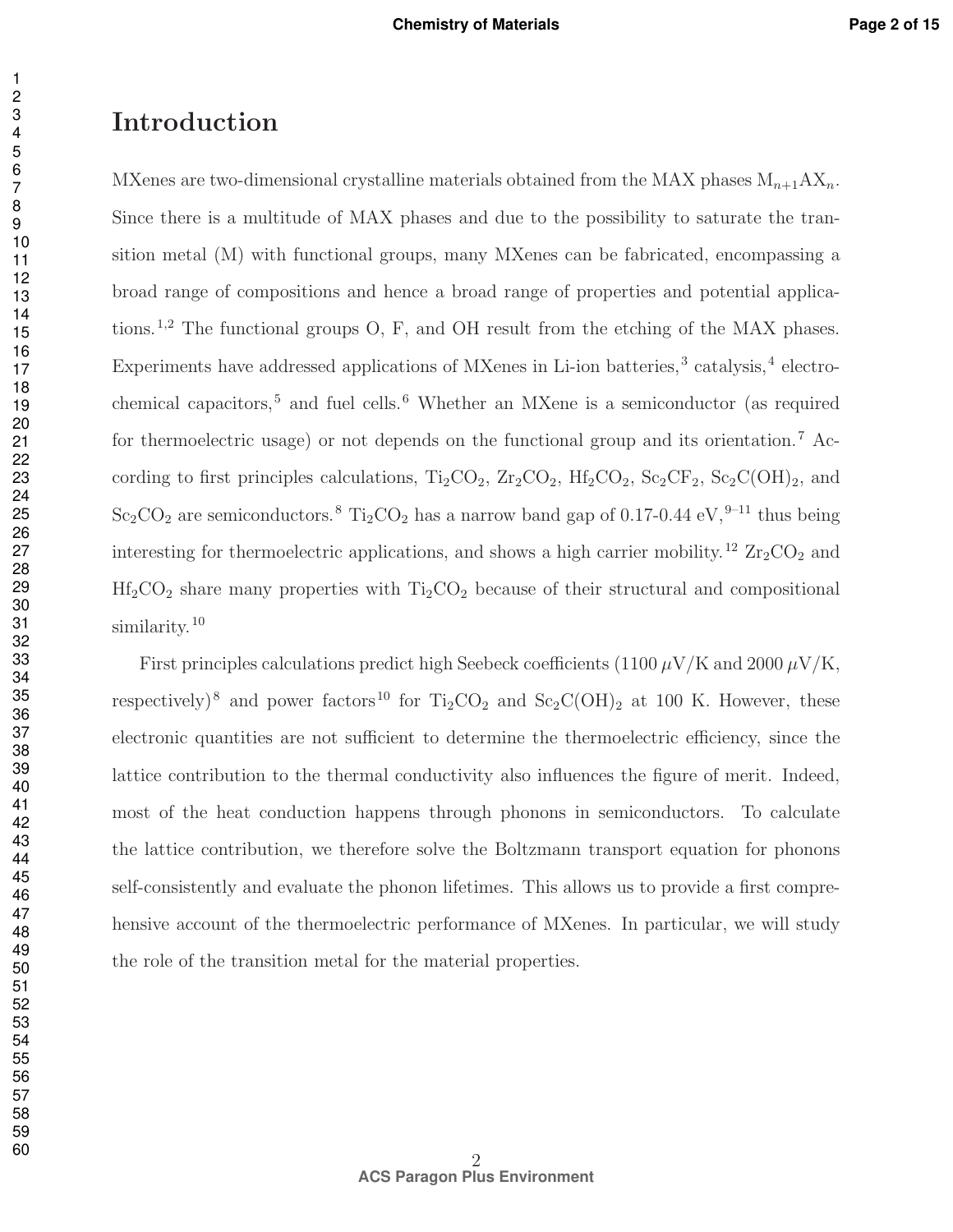# Introduction

MXenes are two-dimensional crystalline materials obtained from the MAX phases $M_{n+1}AX_n$. Since there is a multitude of MAX phases and due to the possibility to saturate the transition metal (M) with functional groups, many MXenes can be fabricated, encompassing a broad range of compositions and hence a broad range of properties and potential applications.[1,2] The functional groups O, F, and OH result from the etching of the MAX phases. Experiments have addressed applications of MXenes in Li-ion batteries,[3] catalysis,[4] electrochemical capacitors,[5] and fuel cells.[6] Whether an MXene is a semiconductor (as required for thermoelectric usage) or not depends on the functional group and its orientation.[7] According to first principles calculations, $Ti_2CO_2$, $Zr_2CO_2$, $Hf_2CO_2$, $Sc_2CF_2$, $Sc_2C(OH)_2$, and $Sc_2CO_2$ are semiconductors.[8] $Ti_2CO_2$ has a narrow band gap of 0.17-0.44 eV,[9–11] thus being interesting for thermoelectric applications, and shows a high carrier mobility.[12] $Zr_2CO_2$ and $Hf_2CO_2$ share many properties with $Ti_2CO_2$ because of their structural and compositional similarity.[10]

First principles calculations predict high Seebeck coefficients (1100 $\mu$V/K and 2000 $\mu$V/K, respectively)[8] and power factors[10] for $Ti_2CO_2$ and $Sc_2C(OH)_2$ at 100 K. However, these electronic quantities are not sufficient to determine the thermoelectric efficiency, since the lattice contribution to the thermal conductivity also influences the figure of merit. Indeed, most of the heat conduction happens through phonons in semiconductors. To calculate the lattice contribution, we therefore solve the Boltzmann transport equation for phonons self-consistently and evaluate the phonon lifetimes. This allows us to provide a first comprehensive account of the thermoelectric performance of MXenes. In particular, we will study the role of the transition metal for the material properties.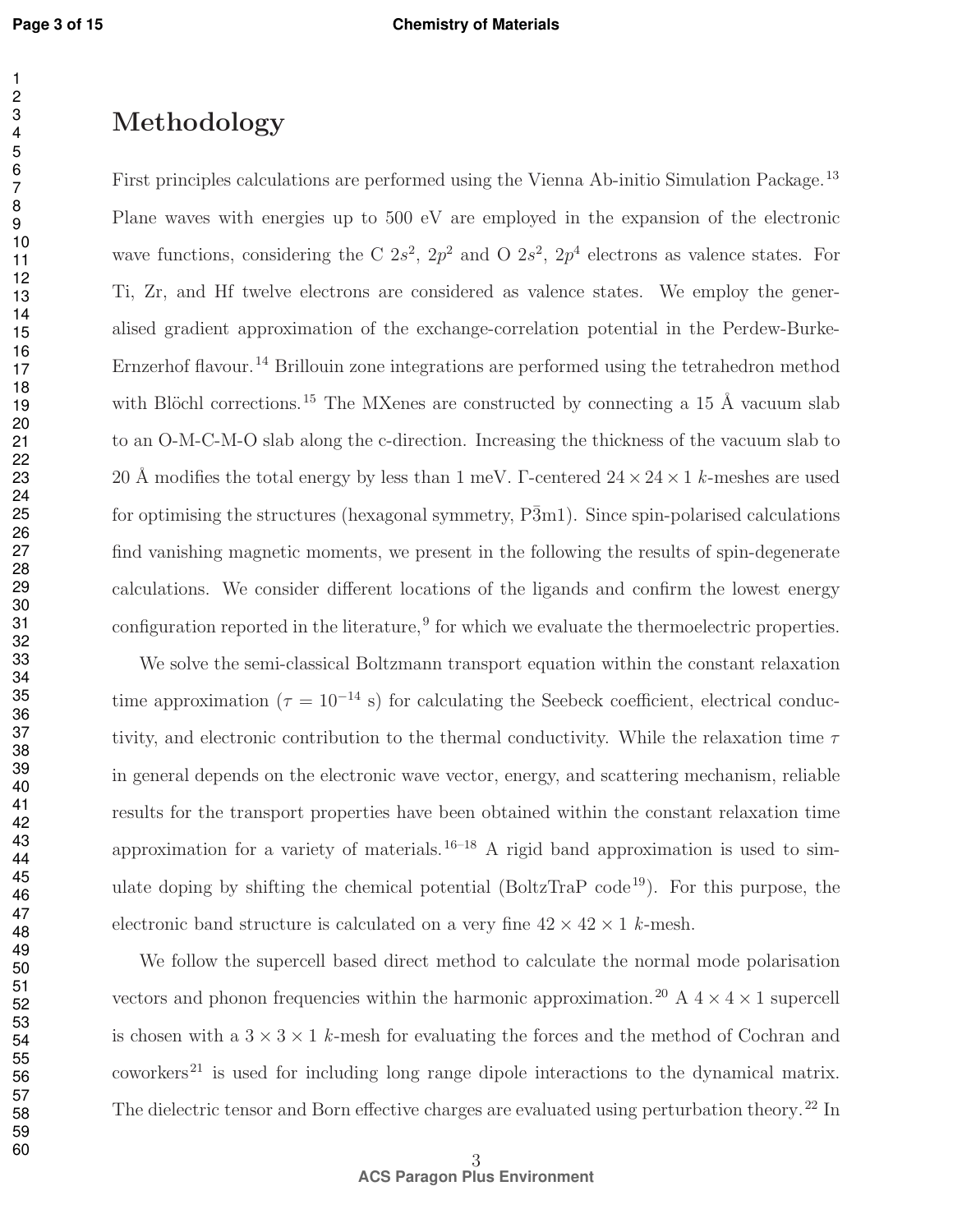# Methodology

First principles calculations are performed using the Vienna Ab-initio Simulation Package.[13] Plane waves with energies up to 500 eV are employed in the expansion of the electronic wave functions, considering the C $2s^2$, $2p^2$ and O $2s^2$, $2p^4$ electrons as valence states. For Ti, Zr, and Hf twelve electrons are considered as valence states. We employ the generalised gradient approximation of the exchange-correlation potential in the Perdew-Burke-Ernzerhof flavour.[14] Brillouin zone integrations are performed using the tetrahedron method with Blöchl corrections.[15] The MXenes are constructed by connecting a 15 Å vacuum slab to an O-M-C-M-O slab along the c-direction. Increasing the thickness of the vacuum slab to 20 Å modifies the total energy by less than 1 meV. Γ-centered $24 \times 24 \times 1$ $k$-meshes are used for optimising the structures (hexagonal symmetry, P$\bar{3}$m1). Since spin-polarised calculations find vanishing magnetic moments, we present in the following the results of spin-degenerate calculations. We consider different locations of the ligands and confirm the lowest energy configuration reported in the literature,[9] for which we evaluate the thermoelectric properties.

We solve the semi-classical Boltzmann transport equation within the constant relaxation time approximation ($\tau = 10^{-14}$ s) for calculating the Seebeck coefficient, electrical conductivity, and electronic contribution to the thermal conductivity. While the relaxation time $\tau$ in general depends on the electronic wave vector, energy, and scattering mechanism, reliable results for the transport properties have been obtained within the constant relaxation time approximation for a variety of materials.[16–18] A rigid band approximation is used to simulate doping by shifting the chemical potential (BoltzTraP code[19]). For this purpose, the electronic band structure is calculated on a very fine $42 \times 42 \times 1$ $k$-mesh.

We follow the supercell based direct method to calculate the normal mode polarisation vectors and phonon frequencies within the harmonic approximation.[20] A $4 \times 4 \times 1$ supercell is chosen with a $3 \times 3 \times 1$ $k$-mesh for evaluating the forces and the method of Cochran and coworkers[21] is used for including long range dipole interactions to the dynamical matrix. The dielectric tensor and Born effective charges are evaluated using perturbation theory.[22] In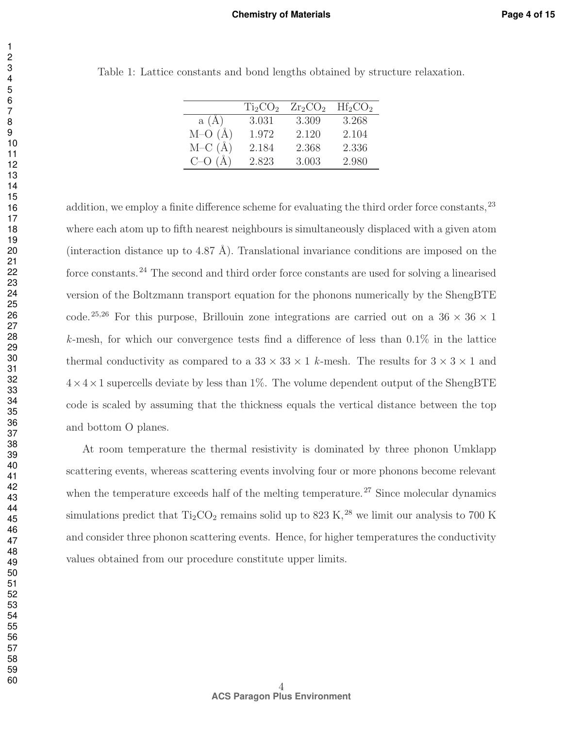Table 1: Lattice constants and bond lengths obtained by structure relaxation.

| | $Ti_2CO_2$ | $Zr_2CO_2$ | $Hf_2CO_2$ |
|---|---|---|---|
| a (Å) | 3.031 | 3.309 | 3.268 |
| M–O (Å) | 1.972 | 2.120 | 2.104 |
| M–C (Å) | 2.184 | 2.368 | 2.336 |
| C–O (Å) | 2.823 | 3.003 | 2.980 |

addition, we employ a finite difference scheme for evaluating the third order force constants,[23] where each atom up to fifth nearest neighbours is simultaneously displaced with a given atom (interaction distance up to 4.87 Å). Translational invariance conditions are imposed on the force constants.[24] The second and third order force constants are used for solving a linearised version of the Boltzmann transport equation for the phonons numerically by the ShengBTE code.[25,26] For this purpose, Brillouin zone integrations are carried out on a $36 \times 36 \times 1$ $k$-mesh, for which our convergence tests find a difference of less than 0.1% in the lattice thermal conductivity as compared to a $33 \times 33 \times 1$ $k$-mesh. The results for $3 \times 3 \times 1$ and $4 \times 4 \times 1$ supercells deviate by less than 1%. The volume dependent output of the ShengBTE code is scaled by assuming that the thickness equals the vertical distance between the top and bottom O planes.

At room temperature the thermal resistivity is dominated by three phonon Umklapp scattering events, whereas scattering events involving four or more phonons become relevant when the temperature exceeds half of the melting temperature.[27] Since molecular dynamics simulations predict that $Ti_2CO_2$ remains solid up to 823 K,[28] we limit our analysis to 700 K and consider three phonon scattering events. Hence, for higher temperatures the conductivity values obtained from our procedure constitute upper limits.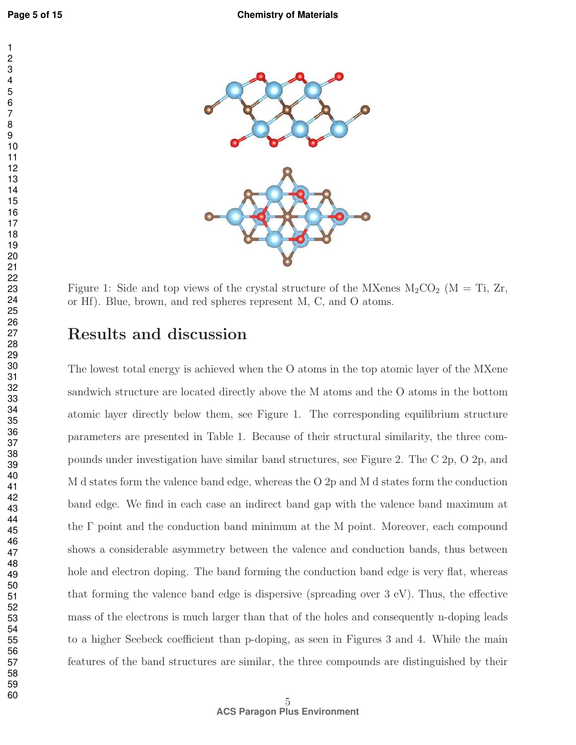Figure 1: Side and top views of the crystal structure of the MXenes $M_2CO_2$ (M = Ti, Zr, or Hf). Blue, brown, and red spheres represent M, C, and O atoms.

## Results and discussion

The lowest total energy is achieved when the O atoms in the top atomic layer of the MXene sandwich structure are located directly above the M atoms and the O atoms in the bottom atomic layer directly below them, see Figure 1. The corresponding equilibrium structure parameters are presented in Table 1. Because of their structural similarity, the three compounds under investigation have similar band structures, see Figure 2. The C 2p, O 2p, and M d states form the valence band edge, whereas the O 2p and M d states form the conduction band edge. We find in each case an indirect band gap with the valence band maximum at the Γ point and the conduction band minimum at the M point. Moreover, each compound shows a considerable asymmetry between the valence and conduction bands, thus between hole and electron doping. The band forming the conduction band edge is very flat, whereas that forming the valence band edge is dispersive (spreading over 3 eV). Thus, the effective mass of the electrons is much larger than that of the holes and consequently n-doping leads to a higher Seebeck coefficient than p-doping, as seen in Figures 3 and 4. While the main features of the band structures are similar, the three compounds are distinguished by their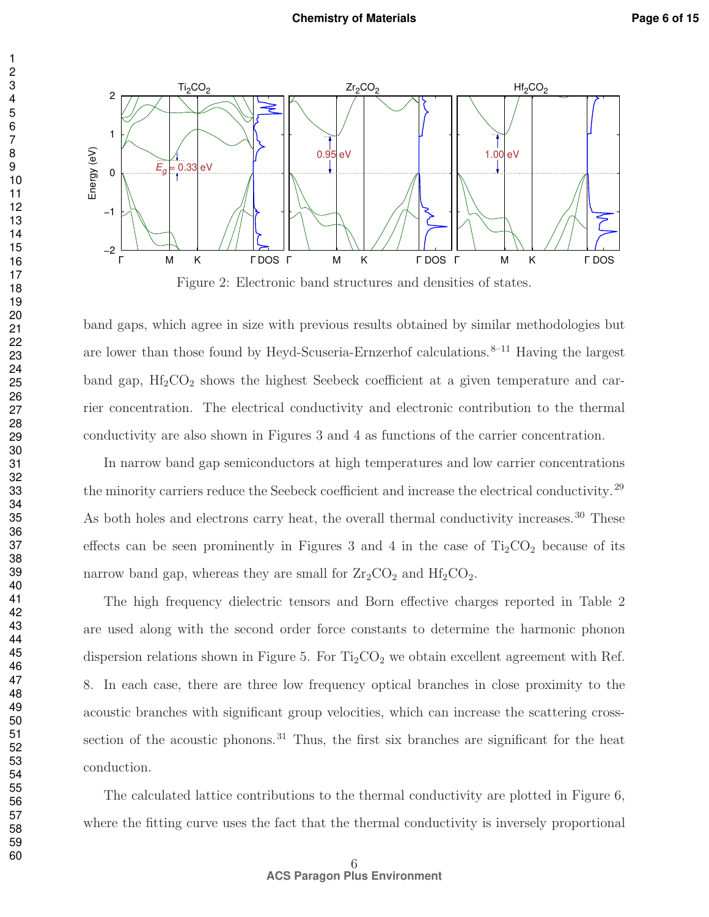Figure 2: Electronic band structures and densities of states.

band gaps, which agree in size with previous results obtained by similar methodologies but are lower than those found by Heyd-Scuseria-Ernzerhof calculations.[8–11] Having the largest band gap, $Hf_2CO_2$ shows the highest Seebeck coefficient at a given temperature and carrier concentration. The electrical conductivity and electronic contribution to the thermal conductivity are also shown in Figures 3 and 4 as functions of the carrier concentration.

In narrow band gap semiconductors at high temperatures and low carrier concentrations the minority carriers reduce the Seebeck coefficient and increase the electrical conductivity.[29] As both holes and electrons carry heat, the overall thermal conductivity increases.[30] These effects can be seen prominently in Figures 3 and 4 in the case of $Ti_2CO_2$ because of its narrow band gap, whereas they are small for $Zr_2CO_2$ and $Hf_2CO_2$.

The high frequency dielectric tensors and Born effective charges reported in Table 2 are used along with the second order force constants to determine the harmonic phonon dispersion relations shown in Figure 5. For $Ti_2CO_2$ we obtain excellent agreement with Ref. 8. In each case, there are three low frequency optical branches in close proximity to the acoustic branches with significant group velocities, which can increase the scattering cross-section of the acoustic phonons.[31] Thus, the first six branches are significant for the heat conduction.

The calculated lattice contributions to the thermal conductivity are plotted in Figure 6, where the fitting curve uses the fact that the thermal conductivity is inversely proportional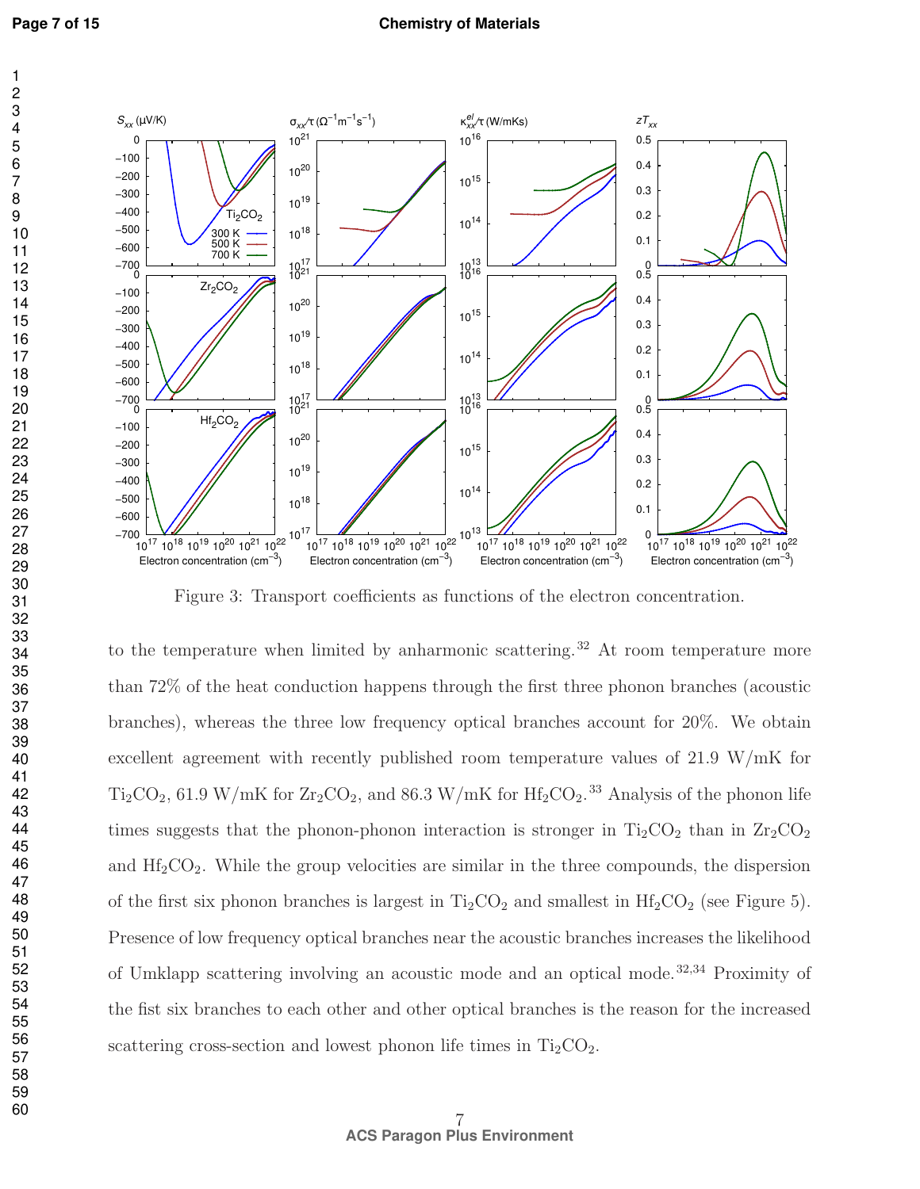Figure 3: Transport coefficients as functions of the electron concentration.

to the temperature when limited by anharmonic scattering.[32] At room temperature more than 72% of the heat conduction happens through the first three phonon branches (acoustic branches), whereas the three low frequency optical branches account for 20%. We obtain excellent agreement with recently published room temperature values of 21.9 W/mK for $Ti_2CO_2$, 61.9 W/mK for $Zr_2CO_2$, and 86.3 W/mK for $Hf_2CO_2$.[33] Analysis of the phonon life times suggests that the phonon-phonon interaction is stronger in $Ti_2CO_2$ than in $Zr_2CO_2$ and $Hf_2CO_2$. While the group velocities are similar in the three compounds, the dispersion of the first six phonon branches is largest in $Ti_2CO_2$ and smallest in $Hf_2CO_2$ (see Figure 5). Presence of low frequency optical branches near the acoustic branches increases the likelihood of Umklapp scattering involving an acoustic mode and an optical mode.[32,34] Proximity of the fist six branches to each other and other optical branches is the reason for the increased scattering cross-section and lowest phonon life times in $Ti_2CO_2$.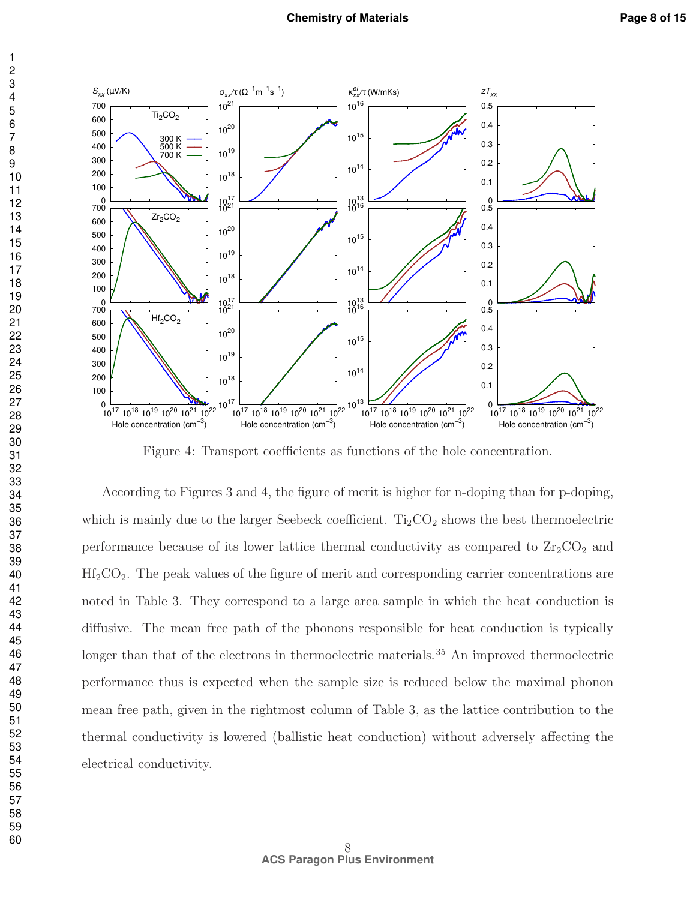Figure 4: Transport coefficients as functions of the hole concentration.

According to Figures 3 and 4, the figure of merit is higher for n-doping than for p-doping, which is mainly due to the larger Seebeck coefficient. $Ti_2CO_2$ shows the best thermoelectric performance because of its lower lattice thermal conductivity as compared to $Zr_2CO_2$ and $Hf_2CO_2$. The peak values of the figure of merit and corresponding carrier concentrations are noted in Table 3. They correspond to a large area sample in which the heat conduction is diffusive. The mean free path of the phonons responsible for heat conduction is typically longer than that of the electrons in thermoelectric materials.[35] An improved thermoelectric performance thus is expected when the sample size is reduced below the maximal phonon mean free path, given in the rightmost column of Table 3, as the lattice contribution to the thermal conductivity is lowered (ballistic heat conduction) without adversely affecting the electrical conductivity.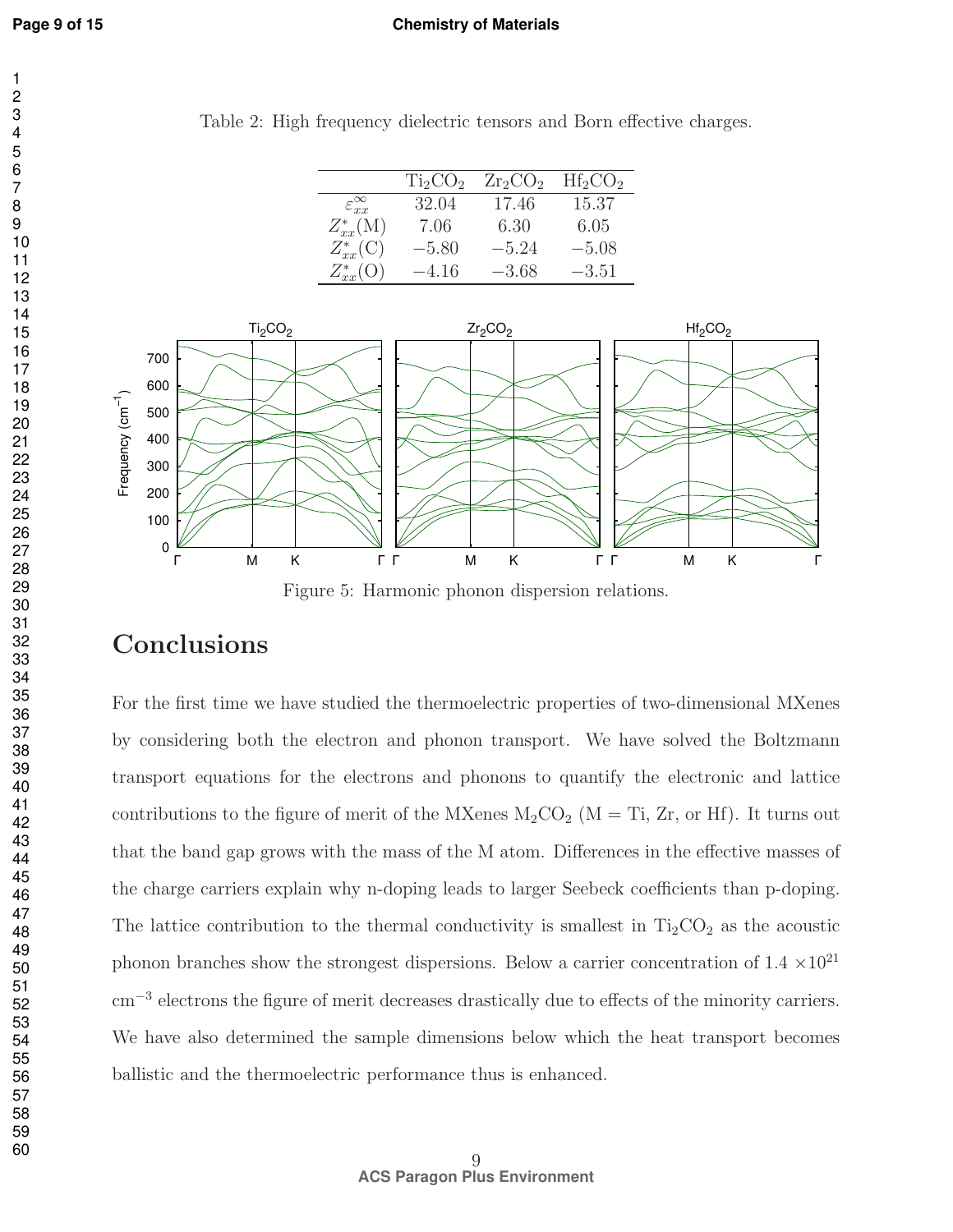Table 2: High frequency dielectric tensors and Born effective charges.

| | $Ti_2CO_2$ | $Zr_2CO_2$ | $Hf_2CO_2$ |
|---|---|---|---|
| $\varepsilon_{xx}^{\infty}$ | 32.04 | 17.46 | 15.37 |
| $Z_{xx}^{*}(\mathrm{M})$ | 7.06 | 6.30 | 6.05 |
| $Z_{xx}^{*}(\mathrm{C})$ | $-5.80$ | $-5.24$ | $-5.08$ |
| $Z_{xx}^{*}(\mathrm{O})$ | $-4.16$ | $-3.68$ | $-3.51$ |

Figure 5: Harmonic phonon dispersion relations.

## Conclusions

For the first time we have studied the thermoelectric properties of two-dimensional MXenes by considering both the electron and phonon transport. We have solved the Boltzmann transport equations for the electrons and phonons to quantify the electronic and lattice contributions to the figure of merit of the MXenes $M_2CO_2$ (M = Ti, Zr, or Hf). It turns out that the band gap grows with the mass of the M atom. Differences in the effective masses of the charge carriers explain why n-doping leads to larger Seebeck coefficients than p-doping. The lattice contribution to the thermal conductivity is smallest in $Ti_2CO_2$ as the acoustic phonon branches show the strongest dispersions. Below a carrier concentration of $1.4 \times 10^{21}$ $\mathrm{cm}^{-3}$ electrons the figure of merit decreases drastically due to effects of the minority carriers. We have also determined the sample dimensions below which the heat transport becomes ballistic and the thermoelectric performance thus is enhanced.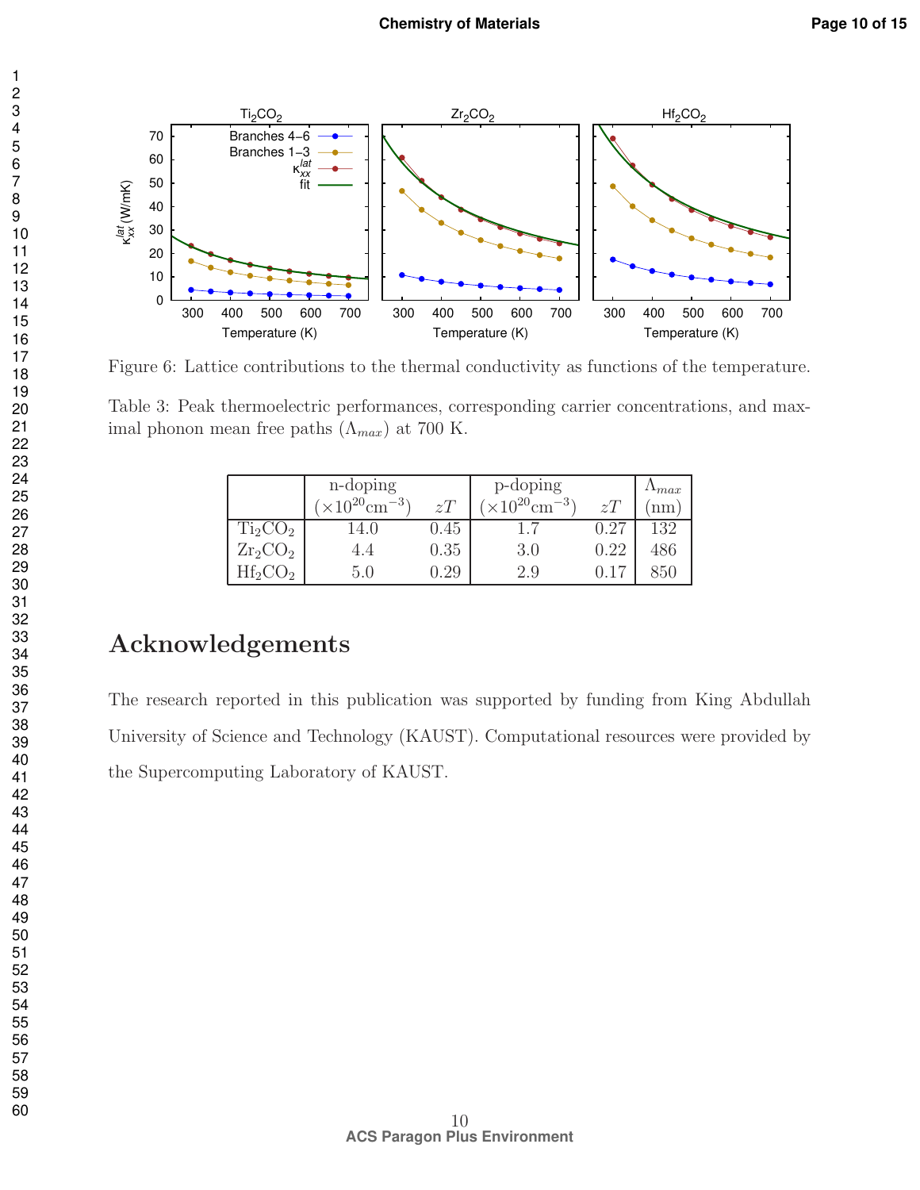Figure 6: Lattice contributions to the thermal conductivity as functions of the temperature.

Table 3: Peak thermoelectric performances, corresponding carrier concentrations, and maximal phonon mean free paths ($\Lambda_{max}$) at 700 K.

| | n-doping ($\times 10^{20}$cm$^{-3}$) | $zT$ | p-doping ($\times 10^{20}$cm$^{-3}$) | $zT$ | $\Lambda_{max}$ (nm) |
|---|---|---|---|---|---|
| $Ti_2CO_2$ | 14.0 | 0.45 | 1.7 | 0.27 | 132 |
| $Zr_2CO_2$ | 4.4 | 0.35 | 3.0 | 0.22 | 486 |
| $Hf_2CO_2$ | 5.0 | 0.29 | 2.9 | 0.17 | 850 |

# Acknowledgements

The research reported in this publication was supported by funding from King Abdullah University of Science and Technology (KAUST). Computational resources were provided by the Supercomputing Laboratory of KAUST.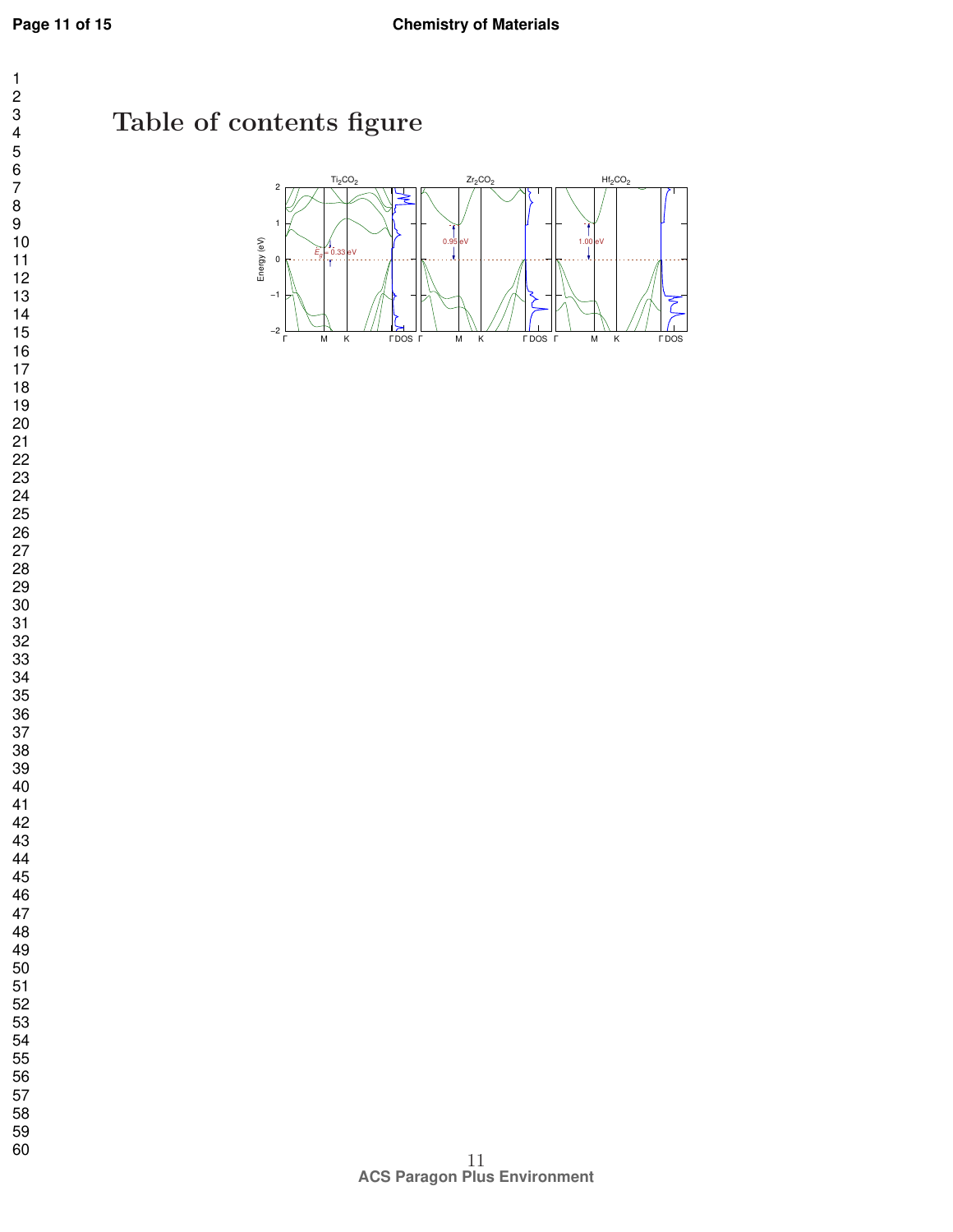# Table of contents figure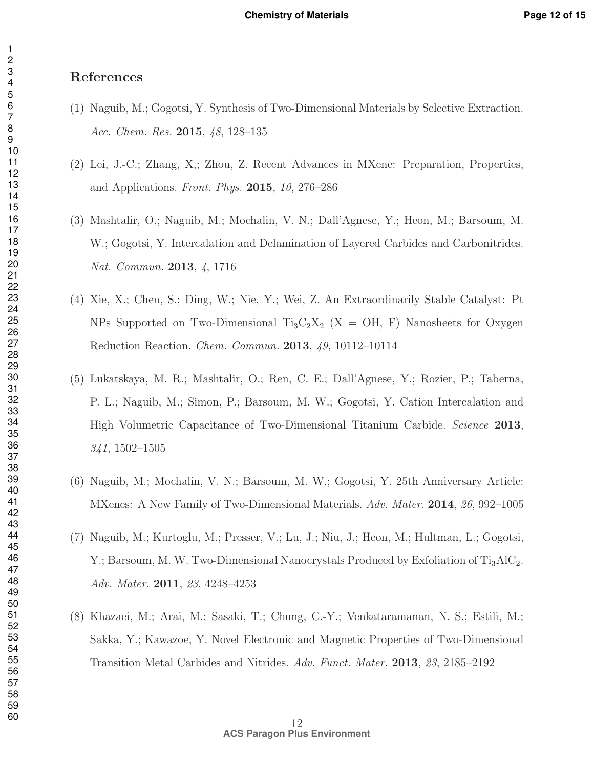## References

(1) Naguib, M.; Gogotsi, Y. Synthesis of Two-Dimensional Materials by Selective Extraction. *Acc. Chem. Res.* **2015**, *48*, 128–135

(2) Lei, J.-C.; Zhang, X,; Zhou, Z. Recent Advances in MXene: Preparation, Properties, and Applications. *Front. Phys.* **2015**, *10*, 276–286

(3) Mashtalir, O.; Naguib, M.; Mochalin, V. N.; Dall'Agnese, Y.; Heon, M.; Barsoum, M. W.; Gogotsi, Y. Intercalation and Delamination of Layered Carbides and Carbonitrides. *Nat. Commun.* **2013**, *4*, 1716

(4) Xie, X.; Chen, S.; Ding, W.; Nie, Y.; Wei, Z. An Extraordinarily Stable Catalyst: Pt NPs Supported on Two-Dimensional $Ti_3C_2X_2$ (X = OH, F) Nanosheets for Oxygen Reduction Reaction. *Chem. Commun.* **2013**, *49*, 10112–10114

(5) Lukatskaya, M. R.; Mashtalir, O.; Ren, C. E.; Dall'Agnese, Y.; Rozier, P.; Taberna, P. L.; Naguib, M.; Simon, P.; Barsoum, M. W.; Gogotsi, Y. Cation Intercalation and High Volumetric Capacitance of Two-Dimensional Titanium Carbide. *Science* **2013**, *341*, 1502–1505

(6) Naguib, M.; Mochalin, V. N.; Barsoum, M. W.; Gogotsi, Y. 25th Anniversary Article: MXenes: A New Family of Two-Dimensional Materials. *Adv. Mater.* **2014**, *26*, 992–1005

(7) Naguib, M.; Kurtoglu, M.; Presser, V.; Lu, J.; Niu, J.; Heon, M.; Hultman, L.; Gogotsi, Y.; Barsoum, M. W. Two-Dimensional Nanocrystals Produced by Exfoliation of $Ti_3AlC_2$. *Adv. Mater.* **2011**, *23*, 4248–4253

(8) Khazaei, M.; Arai, M.; Sasaki, T.; Chung, C.-Y.; Venkataramanan, N. S.; Estili, M.; Sakka, Y.; Kawazoe, Y. Novel Electronic and Magnetic Properties of Two-Dimensional Transition Metal Carbides and Nitrides. *Adv. Funct. Mater.* **2013**, *23*, 2185–2192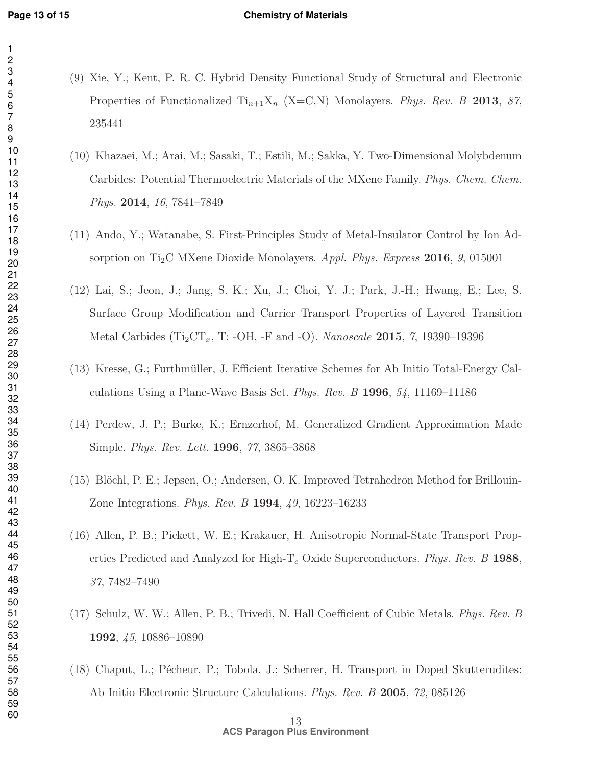(9) Xie, Y.; Kent, P. R. C. Hybrid Density Functional Study of Structural and Electronic Properties of Functionalized $Ti_{n+1}X_n$ (X=C,N) Monolayers. *Phys. Rev. B* **2013**, *87*, 235441

(10) Khazaei, M.; Arai, M.; Sasaki, T.; Estili, M.; Sakka, Y. Two-Dimensional Molybdenum Carbides: Potential Thermoelectric Materials of the MXene Family. *Phys. Chem. Chem. Phys.* **2014**, *16*, 7841–7849

(11) Ando, Y.; Watanabe, S. First-Principles Study of Metal-Insulator Control by Ion Adsorption on $Ti_2C$ MXene Dioxide Monolayers. *Appl. Phys. Express* **2016**, *9*, 015001

(12) Lai, S.; Jeon, J.; Jang, S. K.; Xu, J.; Choi, Y. J.; Park, J.-H.; Hwang, E.; Lee, S. Surface Group Modification and Carrier Transport Properties of Layered Transition Metal Carbides ($Ti_2CT_x$, T: -OH, -F and -O). *Nanoscale* **2015**, *7*, 19390–19396

(13) Kresse, G.; Furthmüller, J. Efficient Iterative Schemes for Ab Initio Total-Energy Calculations Using a Plane-Wave Basis Set. *Phys. Rev. B* **1996**, *54*, 11169–11186

(14) Perdew, J. P.; Burke, K.; Ernzerhof, M. Generalized Gradient Approximation Made Simple. *Phys. Rev. Lett.* **1996**, *77*, 3865–3868

(15) Blöchl, P. E.; Jepsen, O.; Andersen, O. K. Improved Tetrahedron Method for Brillouin-Zone Integrations. *Phys. Rev. B* **1994**, *49*, 16223–16233

(16) Allen, P. B.; Pickett, W. E.; Krakauer, H. Anisotropic Normal-State Transport Properties Predicted and Analyzed for High-$T_c$ Oxide Superconductors. *Phys. Rev. B* **1988**, *37*, 7482–7490

(17) Schulz, W. W.; Allen, P. B.; Trivedi, N. Hall Coefficient of Cubic Metals. *Phys. Rev. B* **1992**, *45*, 10886–10890

(18) Chaput, L.; Pécheur, P.; Tobola, J.; Scherrer, H. Transport in Doped Skutterudites: Ab Initio Electronic Structure Calculations. *Phys. Rev. B* **2005**, *72*, 085126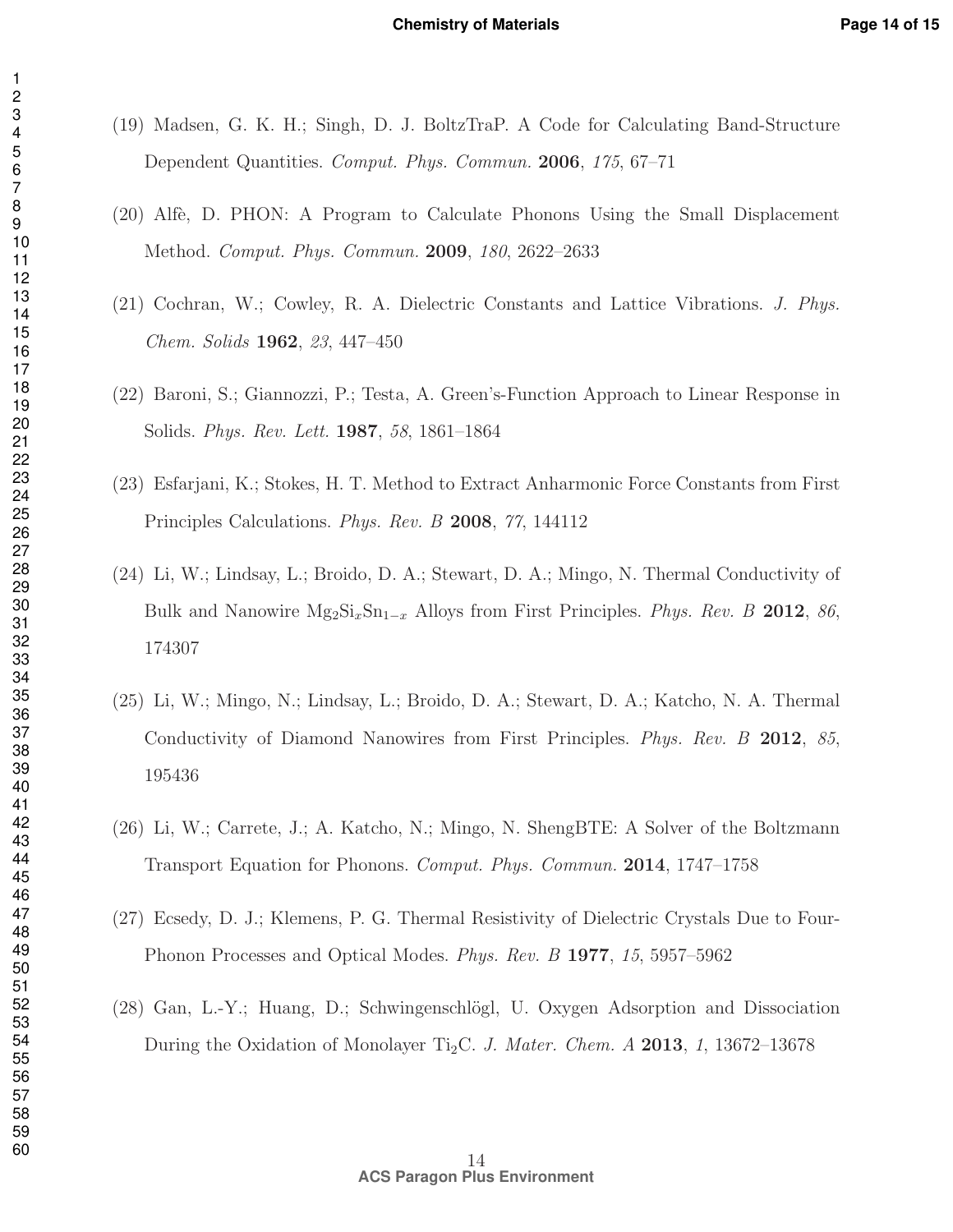(19) Madsen, G. K. H.; Singh, D. J. BoltzTraP. A Code for Calculating Band-Structure Dependent Quantities. *Comput. Phys. Commun.* **2006**, *175*, 67–71

(20) Alfè, D. PHON: A Program to Calculate Phonons Using the Small Displacement Method. *Comput. Phys. Commun.* **2009**, *180*, 2622–2633

(21) Cochran, W.; Cowley, R. A. Dielectric Constants and Lattice Vibrations. *J. Phys. Chem. Solids* **1962**, *23*, 447–450

(22) Baroni, S.; Giannozzi, P.; Testa, A. Green's-Function Approach to Linear Response in Solids. *Phys. Rev. Lett.* **1987**, *58*, 1861–1864

(23) Esfarjani, K.; Stokes, H. T. Method to Extract Anharmonic Force Constants from First Principles Calculations. *Phys. Rev. B* **2008**, *77*, 144112

(24) Li, W.; Lindsay, L.; Broido, D. A.; Stewart, D. A.; Mingo, N. Thermal Conductivity of Bulk and Nanowire $Mg_2Si_xSn_{1-x}$ Alloys from First Principles. *Phys. Rev. B* **2012**, *86*, 174307

(25) Li, W.; Mingo, N.; Lindsay, L.; Broido, D. A.; Stewart, D. A.; Katcho, N. A. Thermal Conductivity of Diamond Nanowires from First Principles. *Phys. Rev. B* **2012**, *85*, 195436

(26) Li, W.; Carrete, J.; A. Katcho, N.; Mingo, N. ShengBTE: A Solver of the Boltzmann Transport Equation for Phonons. *Comput. Phys. Commun.* **2014**, 1747–1758

(27) Ecsedy, D. J.; Klemens, P. G. Thermal Resistivity of Dielectric Crystals Due to Four-Phonon Processes and Optical Modes. *Phys. Rev. B* **1977**, *15*, 5957–5962

(28) Gan, L.-Y.; Huang, D.; Schwingenschlögl, U. Oxygen Adsorption and Dissociation During the Oxidation of Monolayer $Ti_2C$. *J. Mater. Chem. A* **2013**, *1*, 13672–13678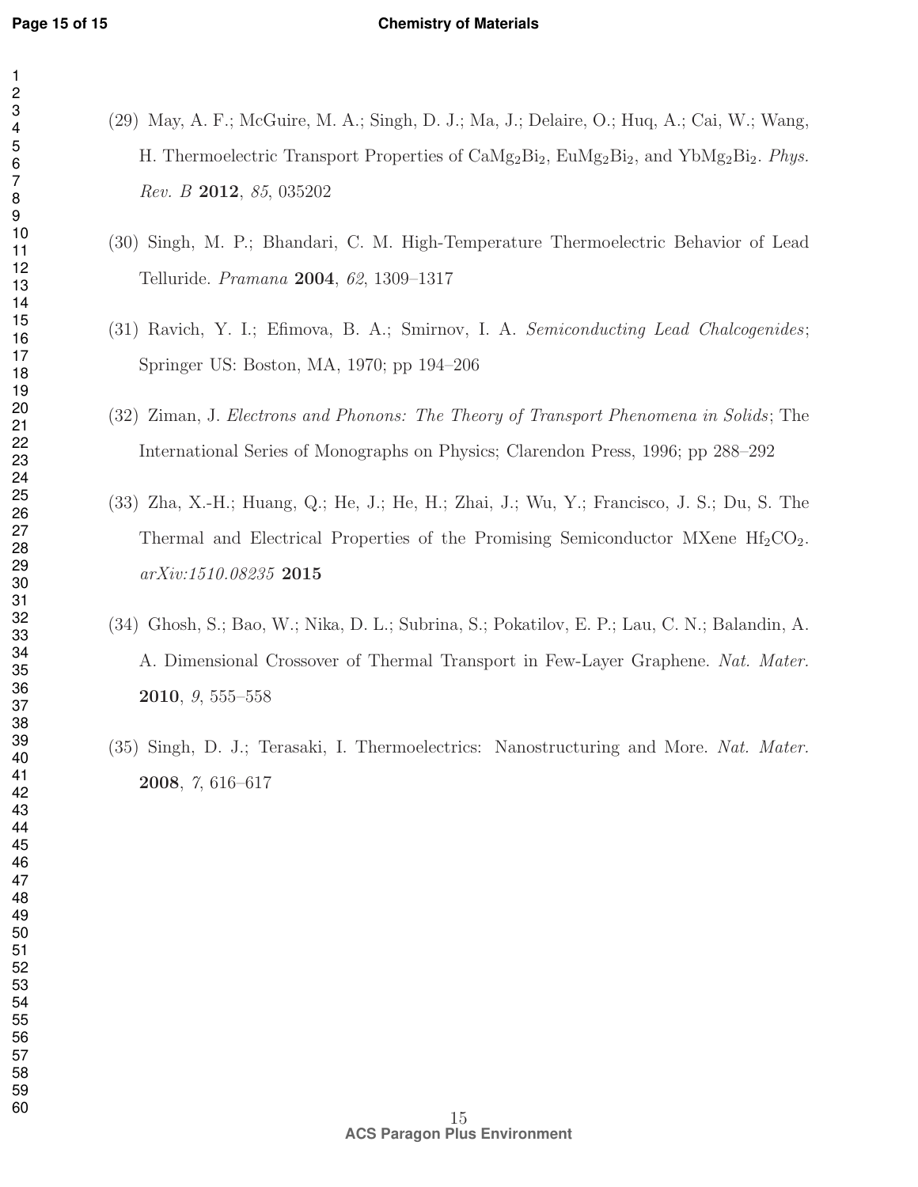(29) May, A. F.; McGuire, M. A.; Singh, D. J.; Ma, J.; Delaire, O.; Huq, A.; Cai, W.; Wang, H. Thermoelectric Transport Properties of $CaMg_2Bi_2$, $EuMg_2Bi_2$, and $YbMg_2Bi_2$. *Phys. Rev. B* **2012**, *85*, 035202

(30) Singh, M. P.; Bhandari, C. M. High-Temperature Thermoelectric Behavior of Lead Telluride. *Pramana* **2004**, *62*, 1309–1317

(31) Ravich, Y. I.; Efimova, B. A.; Smirnov, I. A. *Semiconducting Lead Chalcogenides*; Springer US: Boston, MA, 1970; pp 194–206

(32) Ziman, J. *Electrons and Phonons: The Theory of Transport Phenomena in Solids*; The International Series of Monographs on Physics; Clarendon Press, 1996; pp 288–292

(33) Zha, X.-H.; Huang, Q.; He, J.; He, H.; Zhai, J.; Wu, Y.; Francisco, J. S.; Du, S. The Thermal and Electrical Properties of the Promising Semiconductor MXene $Hf_2CO_2$. *arXiv:1510.08235* **2015**

(34) Ghosh, S.; Bao, W.; Nika, D. L.; Subrina, S.; Pokatilov, E. P.; Lau, C. N.; Balandin, A. A. Dimensional Crossover of Thermal Transport in Few-Layer Graphene. *Nat. Mater.* **2010**, *9*, 555–558

(35) Singh, D. J.; Terasaki, I. Thermoelectrics: Nanostructuring and More. *Nat. Mater.* **2008**, *7*, 616–617